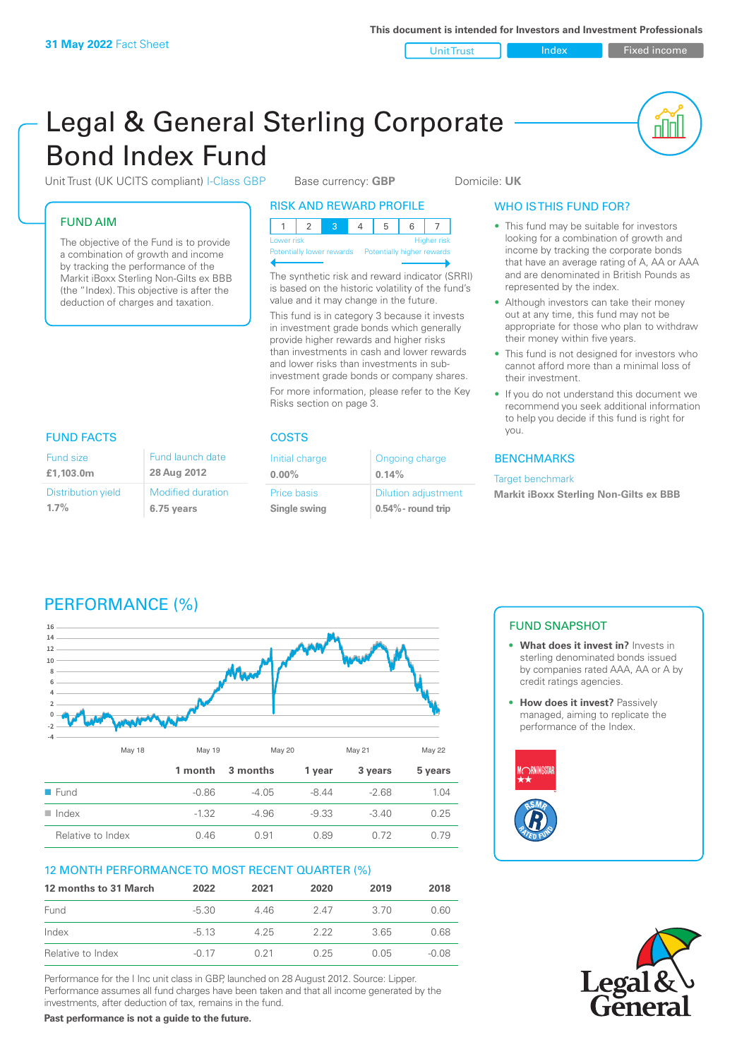**31 May 2022** Fact Sheet

This document is intended for Investors and Investment Professionals

Unit Trust | Index | Fixed income

# Legal & General Sterling Corporate Bond Index Fund

Unit Trust (UK UCITS compliant) I-Class GBP    Base currency: **GBP**    Domicile: **UK**

## FUND AIM

The objective of the Fund is to provide a combination of growth and income by tracking the performance of the Markit iBoxx Sterling Non-Gilts ex BBB (the "Index). This objective is after the deduction of charges and taxation.

## RISK AND REWARD PROFILE

| 1 | 2 | **3** | 4 | 5 | 6 | 7 |
|---|---|---|---|---|---|---|

Lower risk — Potentially lower rewards | Higher risk — Potentially higher rewards

The synthetic risk and reward indicator (SRRI) is based on the historic volatility of the fund's value and it may change in the future.

This fund is in category 3 because it invests in investment grade bonds which generally provide higher rewards and higher risks than investments in cash and lower rewards and lower risks than investments in sub-investment grade bonds or company shares.

For more information, please refer to the Key Risks section on page 3.

## WHO IS THIS FUND FOR?

- This fund may be suitable for investors looking for a combination of growth and income by tracking the corporate bonds that have an average rating of A, AA or AAA and are denominated in British Pounds as represented by the index.
- Although investors can take their money out at any time, this fund may not be appropriate for those who plan to withdraw their money within five years.
- This fund is not designed for investors who cannot afford more than a minimal loss of their investment.
- If you do not understand this document we recommend you seek additional information to help you decide if this fund is right for you.

## FUND FACTS

| Fund size | Fund launch date |
|---|---|
| **£1,103.0m** | **28 Aug 2012** |
| Distribution yield | Modified duration |
| **1.7%** | **6.75 years** |

## COSTS

| Initial charge | Ongoing charge |
|---|---|
| **0.00%** | **0.14%** |
| Price basis | Dilution adjustment |
| **Single swing** | **0.54%- round trip** |

## BENCHMARKS

Target benchmark

**Markit iBoxx Sterling Non-Gilts ex BBB**

## PERFORMANCE (%)

| | 1 month | 3 months | 1 year | 3 years | 5 years |
|---|---|---|---|---|---|
| Fund | -0.86 | -4.05 | -8.44 | -2.68 | 1.04 |
| Index | -1.32 | -4.96 | -9.33 | -3.40 | 0.25 |
| Relative to Index | 0.46 | 0.91 | 0.89 | 0.72 | 0.79 |

## FUND SNAPSHOT

- **What does it invest in?** Invests in sterling denominated bonds issued by companies rated AAA, AA or A by credit ratings agencies.
- **How does it invest?** Passively managed, aiming to replicate the performance of the Index.

## 12 MONTH PERFORMANCE TO MOST RECENT QUARTER (%)

| 12 months to 31 March | 2022 | 2021 | 2020 | 2019 | 2018 |
|---|---|---|---|---|---|
| Fund | -5.30 | 4.46 | 2.47 | 3.70 | 0.60 |
| Index | -5.13 | 4.25 | 2.22 | 3.65 | 0.68 |
| Relative to Index | -0.17 | 0.21 | 0.25 | 0.05 | -0.08 |

Performance for the I Inc unit class in GBP, launched on 28 August 2012. Source: Lipper. Performance assumes all fund charges have been taken and that all income generated by the investments, after deduction of tax, remains in the fund.

**Past performance is not a guide to the future.**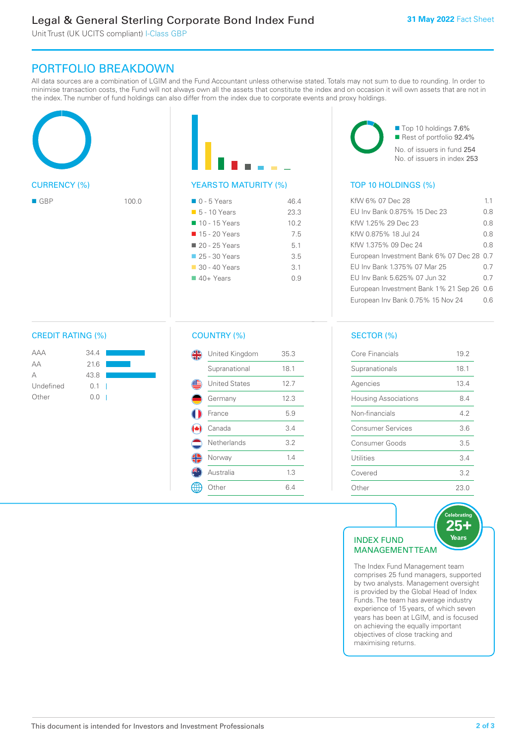# Legal & General Sterling Corporate Bond Index Fund

Unit Trust (UK UCITS compliant) I-Class GBP

**31 May 2022** Fact Sheet

## PORTFOLIO BREAKDOWN

All data sources are a combination of LGIM and the Fund Accountant unless otherwise stated. Totals may not sum to due to rounding. In order to minimise transaction costs, the Fund will not always own all the assets that constitute the index and on occasion it will own assets that are not in the index. The number of fund holdings can also differ from the index due to corporate events and proxy holdings.

### CURRENCY (%)

| Currency | % |
|---|---|
| GBP | 100.0 |

### YEARS TO MATURITY (%)

| Years to maturity | % |
|---|---|
| 0 - 5 Years | 46.4 |
| 5 - 10 Years | 23.3 |
| 10 - 15 Years | 10.2 |
| 15 - 20 Years | 7.5 |
| 20 - 25 Years | 5.1 |
| 25 - 30 Years | 3.5 |
| 30 - 40 Years | 3.1 |
| 40+ Years | 0.9 |

- Top 10 holdings 7.6%
- Rest of portfolio 92.4%

No. of issuers in fund 254

No. of issuers in index 253

### TOP 10 HOLDINGS (%)

| Holding | % |
|---|---|
| KfW 6% 07 Dec 28 | 1.1 |
| EU Inv Bank 0.875% 15 Dec 23 | 0.8 |
| KfW 1.25% 29 Dec 23 | 0.8 |
| KfW 0.875% 18 Jul 24 | 0.8 |
| KfW 1.375% 09 Dec 24 | 0.8 |
| European Investment Bank 6% 07 Dec 28 | 0.7 |
| EU Inv Bank 1.375% 07 Mar 25 | 0.7 |
| EU Inv Bank 5.625% 07 Jun 32 | 0.7 |
| European Investment Bank 1% 21 Sep 26 | 0.6 |
| European Inv Bank 0.75% 15 Nov 24 | 0.6 |

### CREDIT RATING (%)

| Rating | % |
|---|---|
| AAA | 34.4 |
| AA | 21.6 |
| A | 43.8 |
| Undefined | 0.1 |
| Other | 0.0 |

### COUNTRY (%)

| Country | % |
|---|---|
| United Kingdom | 35.3 |
| Supranational | 18.1 |
| United States | 12.7 |
| Germany | 12.3 |
| France | 5.9 |
| Canada | 3.4 |
| Netherlands | 3.2 |
| Norway | 1.4 |
| Australia | 1.3 |
| Other | 6.4 |

### SECTOR (%)

| Sector | % |
|---|---|
| Core Financials | 19.2 |
| Supranationals | 18.1 |
| Agencies | 13.4 |
| Housing Associations | 8.4 |
| Non-financials | 4.2 |
| Consumer Services | 3.6 |
| Consumer Goods | 3.5 |
| Utilities | 3.4 |
| Covered | 3.2 |
| Other | 23.0 |

### INDEX FUND MANAGEMENT TEAM

Celebrating 25+ Years

The Index Fund Management team comprises 25 fund managers, supported by two analysts. Management oversight is provided by the Global Head of Index Funds. The team has average industry experience of 15 years, of which seven years has been at LGIM, and is focused on achieving the equally important objectives of close tracking and maximising returns.

This document is intended for Investors and Investment Professionals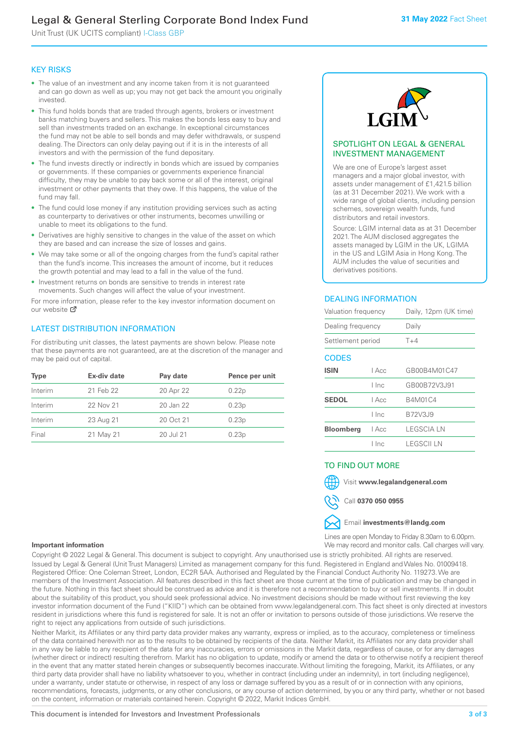# Legal & General Sterling Corporate Bond Index Fund

Unit Trust (UK UCITS compliant) I-Class GBP

**31 May 2022** Fact Sheet

## KEY RISKS

- The value of an investment and any income taken from it is not guaranteed and can go down as well as up; you may not get back the amount you originally invested.
- This fund holds bonds that are traded through agents, brokers or investment banks matching buyers and sellers. This makes the bonds less easy to buy and sell than investments traded on an exchange. In exceptional circumstances the fund may not be able to sell bonds and may defer withdrawals, or suspend dealing. The Directors can only delay paying out if it is in the interests of all investors and with the permission of the fund depositary.
- The fund invests directly or indirectly in bonds which are issued by companies or governments. If these companies or governments experience financial difficulty, they may be unable to pay back some or all of the interest, original investment or other payments that they owe. If this happens, the value of the fund may fall.
- The fund could lose money if any institution providing services such as acting as counterparty to derivatives or other instruments, becomes unwilling or unable to meet its obligations to the fund.
- Derivatives are highly sensitive to changes in the value of the asset on which they are based and can increase the size of losses and gains.
- We may take some or all of the ongoing charges from the fund's capital rather than the fund's income. This increases the amount of income, but it reduces the growth potential and may lead to a fall in the value of the fund.
- Investment returns on bonds are sensitive to trends in interest rate movements. Such changes will affect the value of your investment.

For more information, please refer to the key investor information document on our website

## LATEST DISTRIBUTION INFORMATION

For distributing unit classes, the latest payments are shown below. Please note that these payments are not guaranteed, are at the discretion of the manager and may be paid out of capital.

| Type | Ex-div date | Pay date | Pence per unit |
|---|---|---|---|
| Interim | 21 Feb 22 | 20 Apr 22 | 0.22p |
| Interim | 22 Nov 21 | 20 Jan 22 | 0.23p |
| Interim | 23 Aug 21 | 20 Oct 21 | 0.23p |
| Final | 21 May 21 | 20 Jul 21 | 0.23p |

## SPOTLIGHT ON LEGAL & GENERAL INVESTMENT MANAGEMENT

We are one of Europe's largest asset managers and a major global investor, with assets under management of £1,421.5 billion (as at 31 December 2021). We work with a wide range of global clients, including pension schemes, sovereign wealth funds, fund distributors and retail investors.

Source: LGIM internal data as at 31 December 2021. The AUM disclosed aggregates the assets managed by LGIM in the UK, LGIMA in the US and LGIM Asia in Hong Kong. The AUM includes the value of securities and derivatives positions.

## DEALING INFORMATION

| | |
|---|---|
| Valuation frequency | Daily, 12pm (UK time) |
| Dealing frequency | Daily |
| Settlement period | T+4 |

## CODES

| | | |
|---|---|---|
| **ISIN** | I Acc | GB00B4M01C47 |
| | I Inc | GB00B72V3J91 |
| **SEDOL** | I Acc | B4M01C4 |
| | I Inc | B72V3J9 |
| **Bloomberg** | I Acc | LEGSCIA LN |
| | I Inc | LEGSCII LN |

## TO FIND OUT MORE

Visit **www.legalandgeneral.com**

Call **0370 050 0955**

Email **investments@landg.com**

Lines are open Monday to Friday 8.30am to 6.00pm. We may record and monitor calls. Call charges will vary.

**Important information**

Copyright © 2022 Legal & General. This document is subject to copyright. Any unauthorised use is strictly prohibited. All rights are reserved. Issued by Legal & General (Unit Trust Managers) Limited as management company for this fund. Registered in England and Wales No. 01009418. Registered Office: One Coleman Street, London, EC2R 5AA. Authorised and Regulated by the Financial Conduct Authority No. 119273. We are members of the Investment Association. All features described in this fact sheet are those current at the time of publication and may be changed in the future. Nothing in this fact sheet should be construed as advice and it is therefore not a recommendation to buy or sell investments. If in doubt about the suitability of this product, you should seek professional advice. No investment decisions should be made without first reviewing the key investor information document of the Fund ("KIID") which can be obtained from www.legalandgeneral.com. This fact sheet is only directed at investors resident in jurisdictions where this fund is registered for sale. It is not an offer or invitation to persons outside of those jurisdictions. We reserve the right to reject any applications from outside of such jurisdictions.

Neither Markit, its Affiliates or any third party data provider makes any warranty, express or implied, as to the accuracy, completeness or timeliness of the data contained herewith nor as to the results to be obtained by recipients of the data. Neither Markit, its Affiliates nor any data provider shall in any way be liable to any recipient of the data for any inaccuracies, errors or omissions in the Markit data, regardless of cause, or for any damages (whether direct or indirect) resulting therefrom. Markit has no obligation to update, modify or amend the data or to otherwise notify a recipient thereof in the event that any matter stated herein changes or subsequently becomes inaccurate. Without limiting the foregoing, Markit, its Affiliates, or any third party data provider shall have no liability whatsoever to you, whether in contract (including under an indemnity), in tort (including negligence), under a warranty, under statute or otherwise, in respect of any loss or damage suffered by you as a result of or in connection with any opinions, recommendations, forecasts, judgments, or any other conclusions, or any course of action determined, by you or any third party, whether or not based on the content, information or materials contained herein. Copyright © 2022, Markit Indices GmbH.

This document is intended for Investors and Investment Professionals